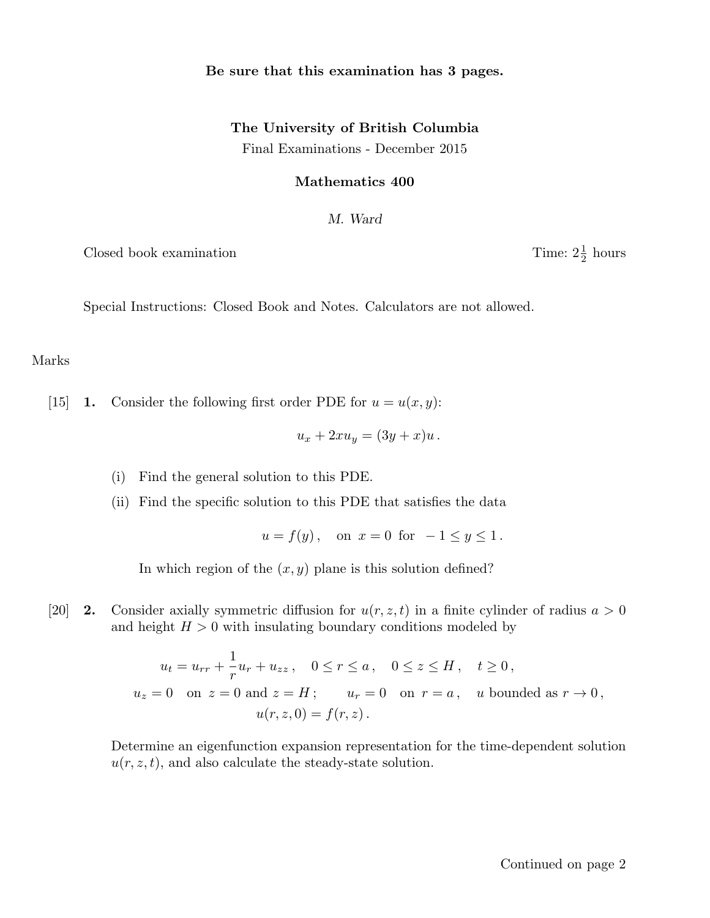**Be sure that this examination has 3 pages.**

**The University of British Columbia**

Final Examinations - December 2015

**Mathematics 400**

*M. Ward*

Closed book examination | Time: $2\frac{1}{2}$ hours

Special Instructions: Closed Book and Notes. Calculators are not allowed.

Marks

[15] **1.** Consider the following first order PDE for $u = u(x, y)$:

$$u_x + 2xu_y = (3y + x)u\,.$$

(i) Find the general solution to this PDE.

(ii) Find the specific solution to this PDE that satisfies the data

$$u = f(y)\,, \quad \text{on } x = 0 \text{ for } -1 \le y \le 1\,.$$

In which region of the $(x, y)$ plane is this solution defined?

[20] **2.** Consider axially symmetric diffusion for $u(r, z, t)$ in a finite cylinder of radius $a > 0$ and height $H > 0$ with insulating boundary conditions modeled by

$$u_t = u_{rr} + \frac{1}{r}u_r + u_{zz}\,, \quad 0 \le r \le a\,, \quad 0 \le z \le H\,, \quad t \ge 0\,,$$

$$u_z = 0 \quad \text{on } z = 0 \text{ and } z = H\,; \qquad u_r = 0 \quad \text{on } r = a\,, \quad u \text{ bounded as } r \to 0\,,$$

$$u(r, z, 0) = f(r, z)\,.$$

Determine an eigenfunction expansion representation for the time-dependent solution $u(r, z, t)$, and also calculate the steady-state solution.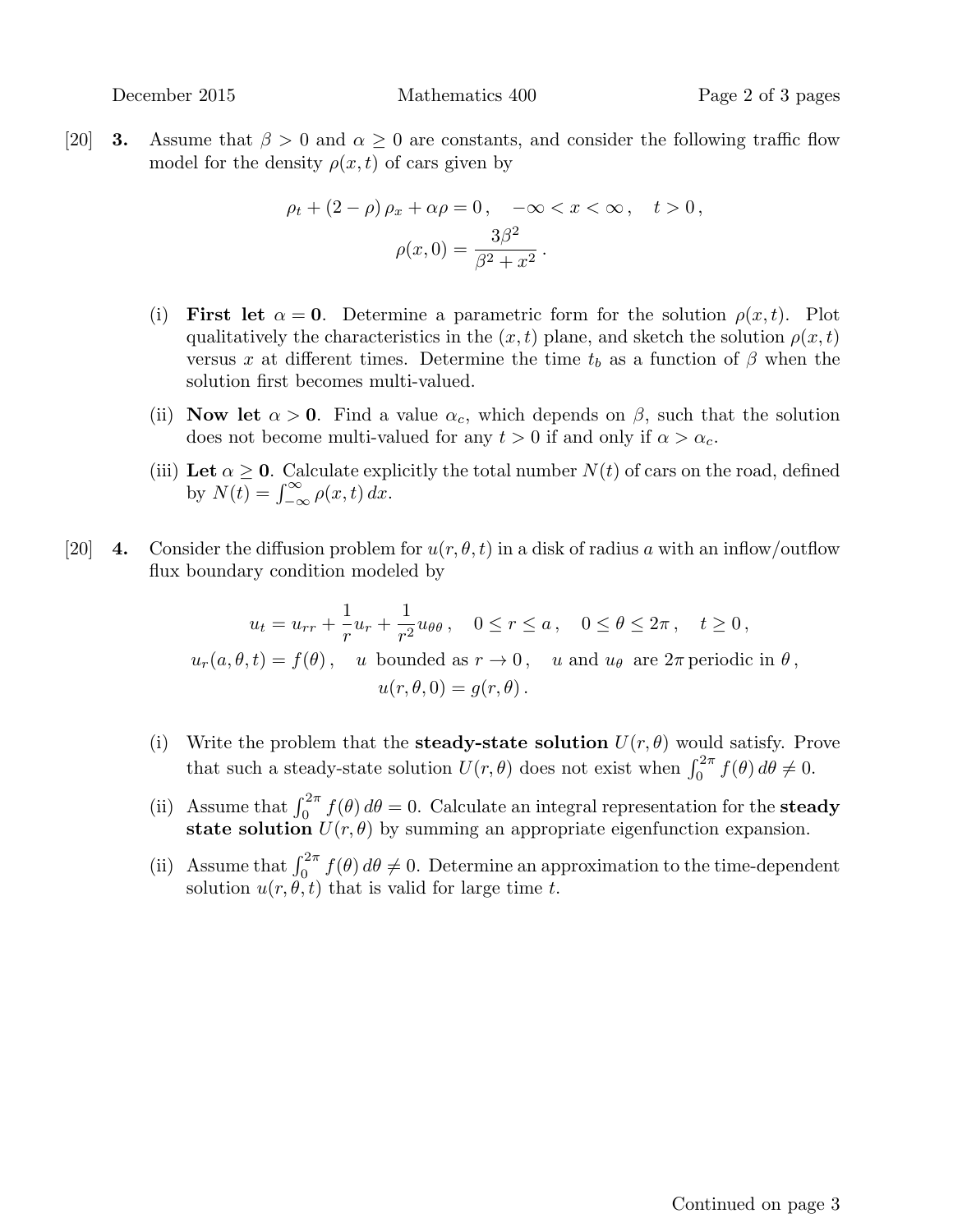[20] **3.** Assume that $\beta > 0$ and $\alpha \geq 0$ are constants, and consider the following traffic flow model for the density $\rho(x,t)$ of cars given by

$$\rho_t + (2-\rho)\,\rho_x + \alpha\rho = 0\,, \quad -\infty < x < \infty\,, \quad t > 0\,,$$
$$\rho(x,0) = \frac{3\beta^2}{\beta^2 + x^2}\,.$$

(i) **First let $\alpha = 0$**. Determine a parametric form for the solution $\rho(x,t)$. Plot qualitatively the characteristics in the $(x,t)$ plane, and sketch the solution $\rho(x,t)$ versus $x$ at different times. Determine the time $t_b$ as a function of $\beta$ when the solution first becomes multi-valued.

(ii) **Now let $\alpha > 0$**. Find a value $\alpha_c$, which depends on $\beta$, such that the solution does not become multi-valued for any $t > 0$ if and only if $\alpha > \alpha_c$.

(iii) **Let $\alpha \geq 0$**. Calculate explicitly the total number $N(t)$ of cars on the road, defined by $N(t) = \int_{-\infty}^{\infty} \rho(x,t)\,dx$.

[20] **4.** Consider the diffusion problem for $u(r,\theta,t)$ in a disk of radius $a$ with an inflow/outflow flux boundary condition modeled by

$$u_t = u_{rr} + \frac{1}{r}u_r + \frac{1}{r^2}u_{\theta\theta}\,, \quad 0 \leq r \leq a\,, \quad 0 \leq \theta \leq 2\pi\,, \quad t \geq 0\,,$$
$$u_r(a,\theta,t) = f(\theta)\,, \quad u \text{ bounded as } r \to 0\,, \quad u \text{ and } u_\theta \text{ are } 2\pi \text{ periodic in } \theta\,,$$
$$u(r,\theta,0) = g(r,\theta)\,.$$

(i) Write the problem that the **steady-state solution** $U(r,\theta)$ would satisfy. Prove that such a steady-state solution $U(r,\theta)$ does not exist when $\int_0^{2\pi} f(\theta)\,d\theta \neq 0$.

(ii) Assume that $\int_0^{2\pi} f(\theta)\,d\theta = 0$. Calculate an integral representation for the **steady state solution** $U(r,\theta)$ by summing an appropriate eigenfunction expansion.

(ii) Assume that $\int_0^{2\pi} f(\theta)\,d\theta \neq 0$. Determine an approximation to the time-dependent solution $u(r,\theta,t)$ that is valid for large time $t$.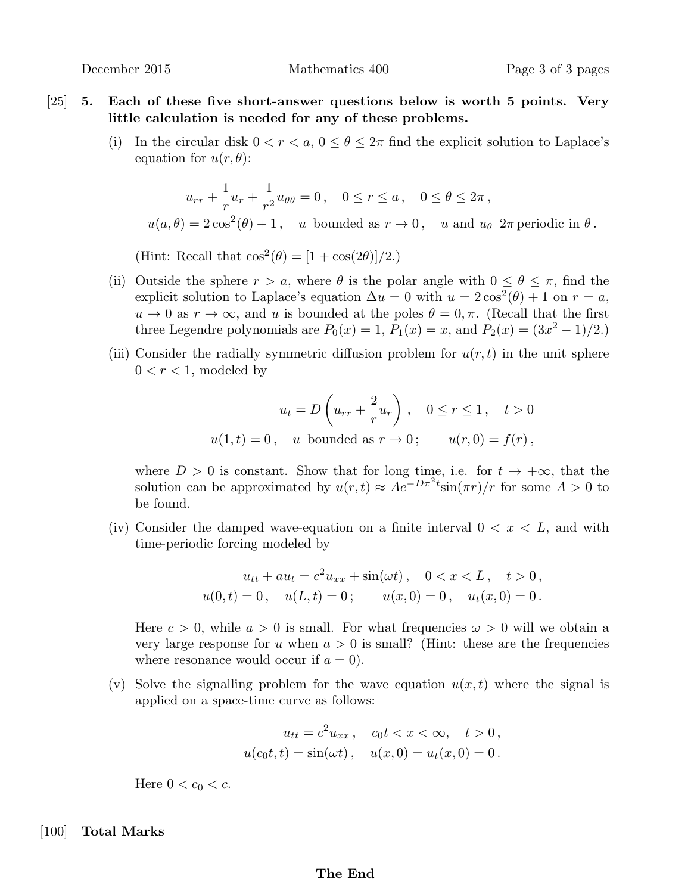[25] **5. Each of these five short-answer questions below is worth 5 points. Very little calculation is needed for any of these problems.**

(i) In the circular disk $0 < r < a$, $0 \le \theta \le 2\pi$ find the explicit solution to Laplace's equation for $u(r, \theta)$:

$$u_{rr} + \frac{1}{r} u_r + \frac{1}{r^2} u_{\theta\theta} = 0 \,, \quad 0 \le r \le a \,, \quad 0 \le \theta \le 2\pi \,,$$

$$u(a, \theta) = 2\cos^2(\theta) + 1 \,, \quad u \text{ bounded as } r \to 0 \,, \quad u \text{ and } u_\theta \;\; 2\pi \text{ periodic in } \theta \,.$$

(Hint: Recall that $\cos^2(\theta) = [1 + \cos(2\theta)]/2$.)

(ii) Outside the sphere $r > a$, where $\theta$ is the polar angle with $0 \le \theta \le \pi$, find the explicit solution to Laplace's equation $\Delta u = 0$ with $u = 2\cos^2(\theta) + 1$ on $r = a$, $u \to 0$ as $r \to \infty$, and $u$ is bounded at the poles $\theta = 0, \pi$. (Recall that the first three Legendre polynomials are $P_0(x) = 1$, $P_1(x) = x$, and $P_2(x) = (3x^2 - 1)/2$.)

(iii) Consider the radially symmetric diffusion problem for $u(r, t)$ in the unit sphere $0 < r < 1$, modeled by

$$u_t = D \left( u_{rr} + \frac{2}{r} u_r \right) \,, \quad 0 \le r \le 1 \,, \quad t > 0$$

$$u(1, t) = 0 \,, \quad u \text{ bounded as } r \to 0 \,; \qquad u(r, 0) = f(r) \,,$$

where $D > 0$ is constant. Show that for long time, i.e. for $t \to +\infty$, that the solution can be approximated by $u(r, t) \approx A e^{-D\pi^2 t} \sin(\pi r)/r$ for some $A > 0$ to be found.

(iv) Consider the damped wave-equation on a finite interval $0 < x < L$, and with time-periodic forcing modeled by

$$u_{tt} + a u_t = c^2 u_{xx} + \sin(\omega t) \,, \quad 0 < x < L \,, \quad t > 0 \,,$$

$$u(0, t) = 0 \,, \quad u(L, t) = 0 \,; \qquad u(x, 0) = 0 \,, \quad u_t(x, 0) = 0 \,.$$

Here $c > 0$, while $a > 0$ is small. For what frequencies $\omega > 0$ will we obtain a very large response for $u$ when $a > 0$ is small? (Hint: these are the frequencies where resonance would occur if $a = 0$).

(v) Solve the signalling problem for the wave equation $u(x, t)$ where the signal is applied on a space-time curve as follows:

$$u_{tt} = c^2 u_{xx} \,, \quad c_0 t < x < \infty, \quad t > 0 \,,$$

$$u(c_0 t, t) = \sin(\omega t) \,, \quad u(x, 0) = u_t(x, 0) = 0 \,.$$

Here $0 < c_0 < c$.

[100] **Total Marks**

**The End**